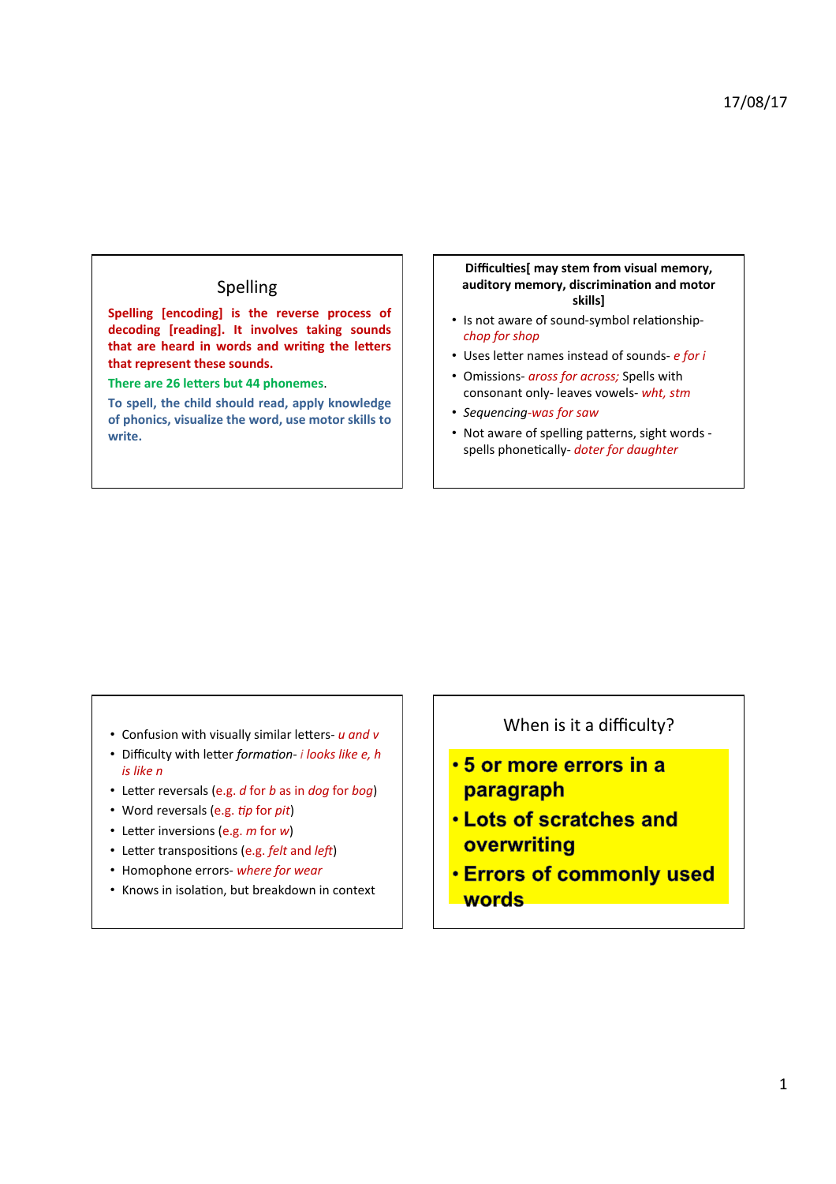## Spelling

**Spelling [encoding] is the reverse process of decoding [reading]. It involves taking sounds that are heard in words and writing the letters that represent these sounds.**

**There are 26 letters but 44 phonemes.**

**To spell, the child should read, apply knowledge of phonics, visualize the word, use motor skills to write.**

**Difficulties[ may stem from visual memory, auditory memory, discrimination and motor skills]**

- Is not aware of sound-symbol relationship- *chop for shop*
- Uses letter names instead of sounds- *e for i*
- Omissions- *aross for across;* Spells with consonant only- leaves vowels- *wht, stm*
- *Sequencing-was for saw*
- Not aware of spelling patterns, sight words - spells phonetically- *doter for daughter*

- Confusion with visually similar letters- *u and v*
- Difficulty with letter *formation- i looks like e, h is like n*
- Letter reversals (e.g. *d* for *b* as in *dog* for *bog*)
- Word reversals (e.g. *tip* for *pit*)
- Letter inversions (e.g. *m* for *w*)
- Letter transpositions (e.g. *felt* and *left*)
- Homophone errors- *where for wear*
- Knows in isolation, but breakdown in context

## When is it a difficulty?

- **5 or more errors in a paragraph**
- **Lots of scratches and overwriting**
- **Errors of commonly used words**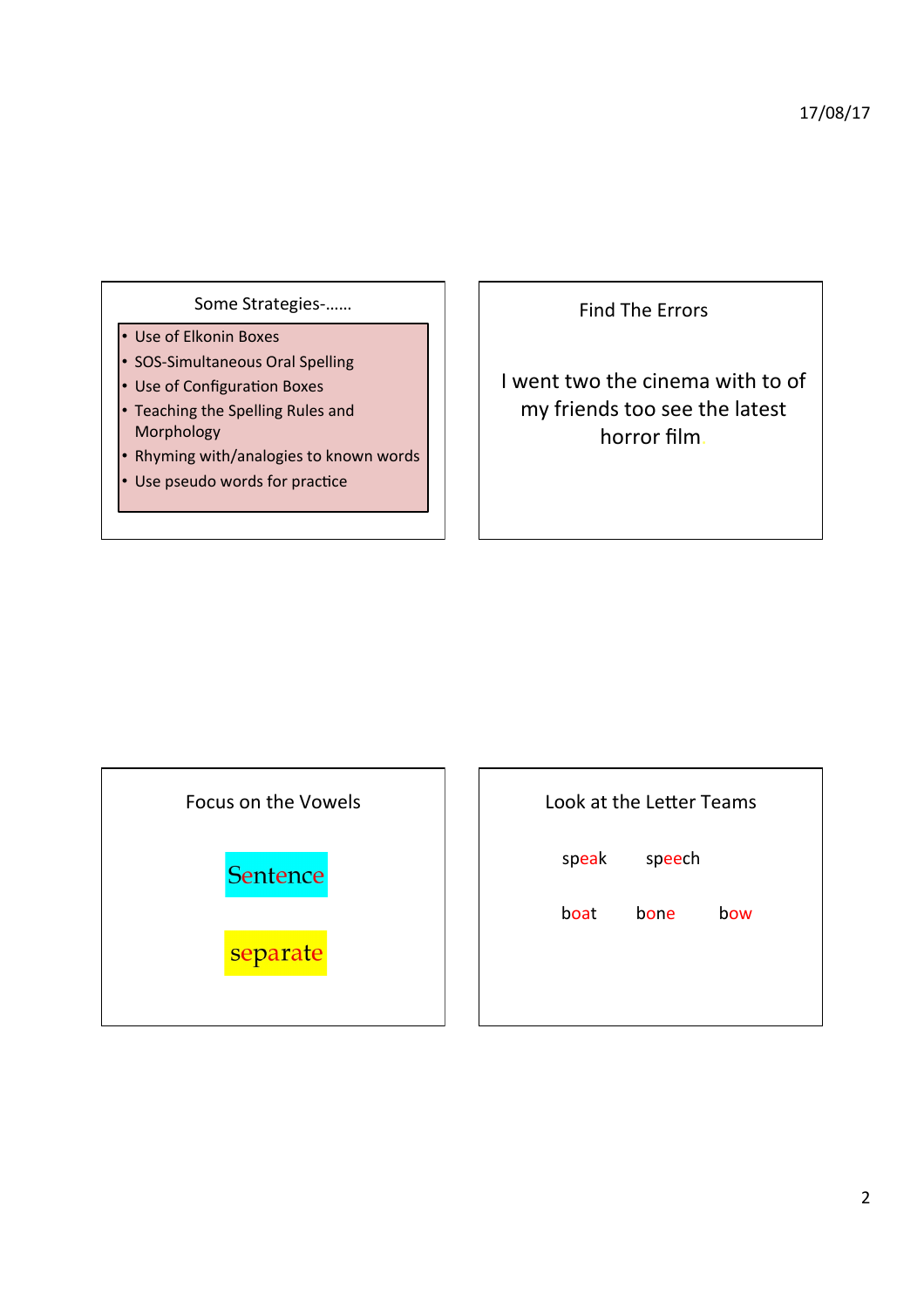## Some Strategies-……

- Use of Elkonin Boxes
- SOS-Simultaneous Oral Spelling
- Use of Configuration Boxes
- Teaching the Spelling Rules and Morphology
- Rhyming with/analogies to known words
- Use pseudo words for practice

## Find The Errors

I went two the cinema with to of my friends too see the latest horror film.

## Focus on the Vowels

Sentence

separate

## Look at the Letter Teams

speak speech

boat bone bow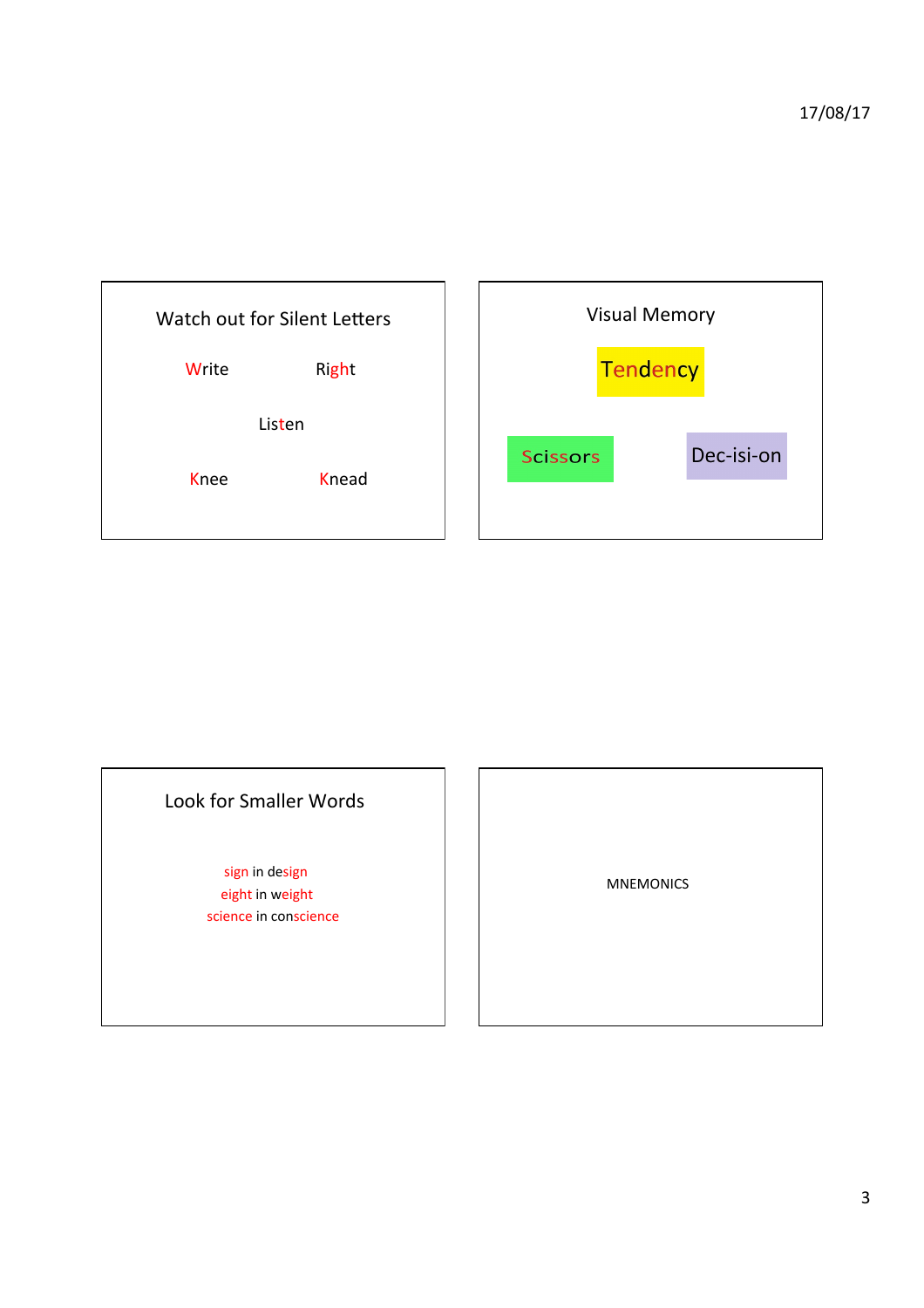## Watch out for Silent Letters

Write Right

Listen

Knee Knead

## Visual Memory

Tendency

Scissors

Dec-isi-on

## Look for Smaller Words

sign in design
eight in weight
science in conscience

MNEMONICS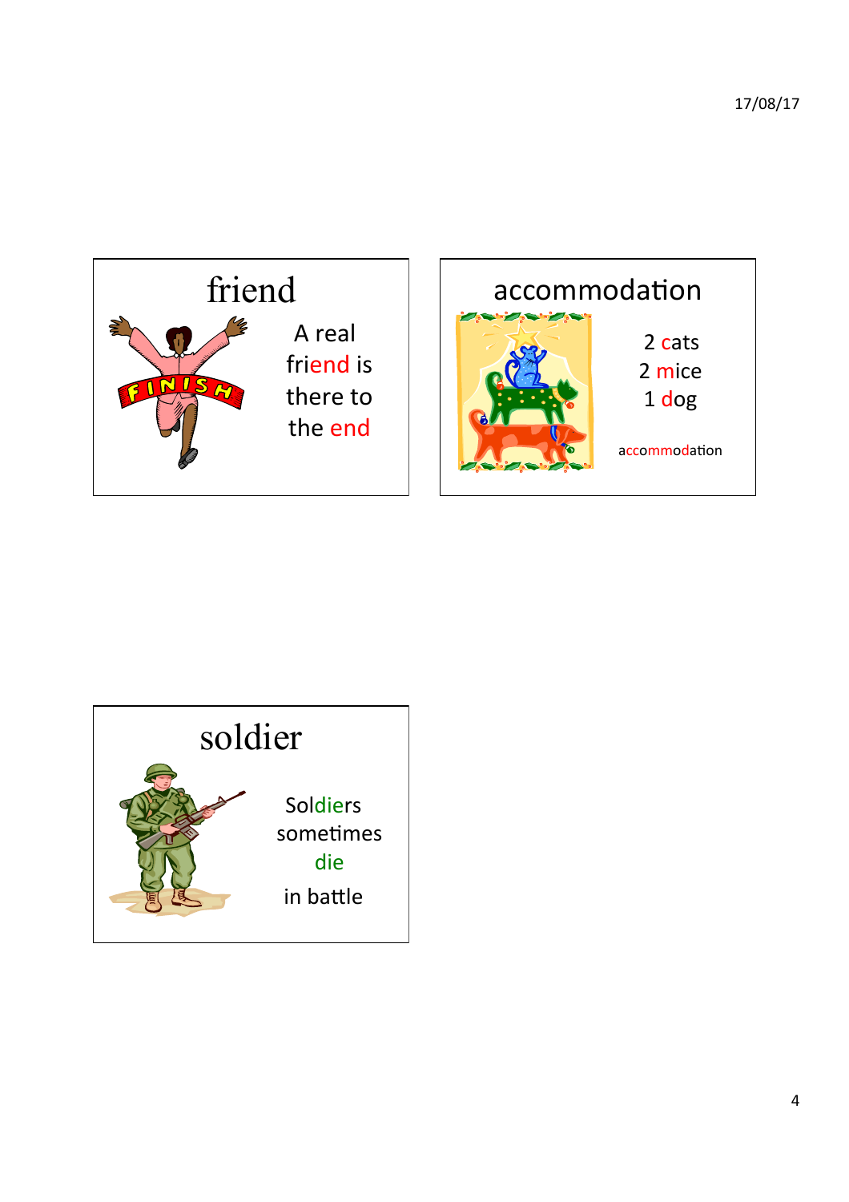## friend

A real friend is there to the end

## accommodation

2 cats
2 mice
1 dog

accommodation

## soldier

Soldiers sometimes die in battle